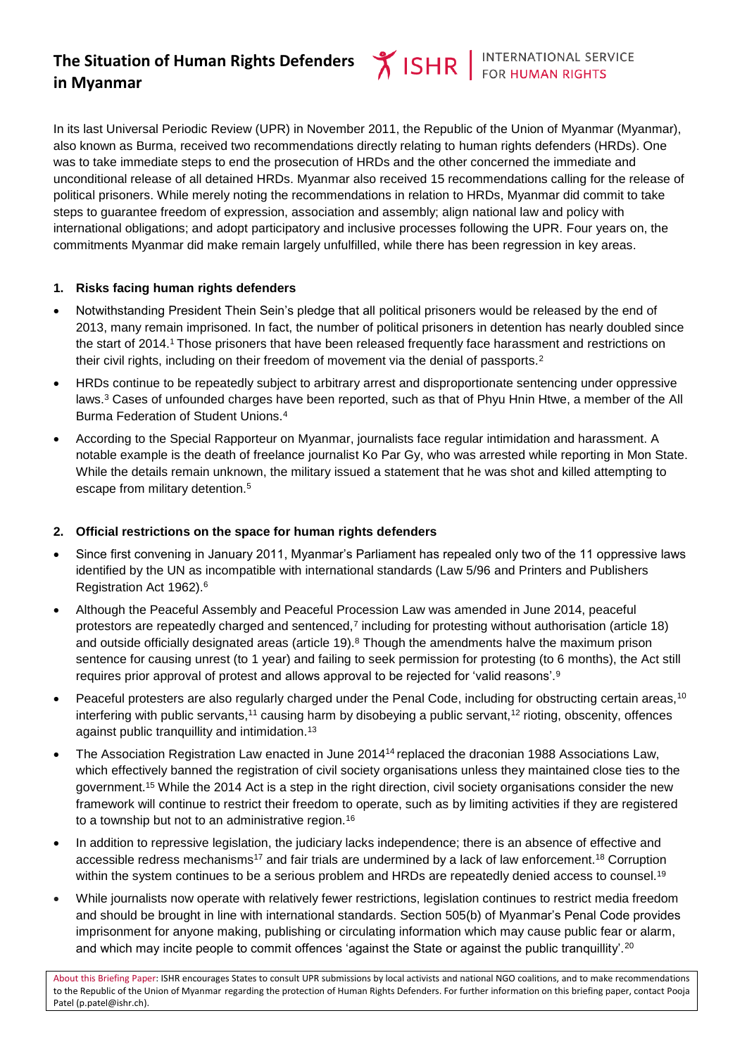# The Situation of Human Rights Defenders in Myanmar

ISHR | INTERNATIONAL SERVICE FOR HUMAN RIGHTS

In its last Universal Periodic Review (UPR) in November 2011, the Republic of the Union of Myanmar (Myanmar), also known as Burma, received two recommendations directly relating to human rights defenders (HRDs). One was to take immediate steps to end the prosecution of HRDs and the other concerned the immediate and unconditional release of all detained HRDs. Myanmar also received 15 recommendations calling for the release of political prisoners. While merely noting the recommendations in relation to HRDs, Myanmar did commit to take steps to guarantee freedom of expression, association and assembly; align national law and policy with international obligations; and adopt participatory and inclusive processes following the UPR. Four years on, the commitments Myanmar did make remain largely unfulfilled, while there has been regression in key areas.

## 1. Risks facing human rights defenders

- Notwithstanding President Thein Sein's pledge that all political prisoners would be released by the end of 2013, many remain imprisoned. In fact, the number of political prisoners in detention has nearly doubled since the start of 2014.[1] Those prisoners that have been released frequently face harassment and restrictions on their civil rights, including on their freedom of movement via the denial of passports.[2]
- HRDs continue to be repeatedly subject to arbitrary arrest and disproportionate sentencing under oppressive laws.[3] Cases of unfounded charges have been reported, such as that of Phyu Hnin Htwe, a member of the All Burma Federation of Student Unions.[4]
- According to the Special Rapporteur on Myanmar, journalists face regular intimidation and harassment. A notable example is the death of freelance journalist Ko Par Gy, who was arrested while reporting in Mon State. While the details remain unknown, the military issued a statement that he was shot and killed attempting to escape from military detention.[5]

## 2. Official restrictions on the space for human rights defenders

- Since first convening in January 2011, Myanmar's Parliament has repealed only two of the 11 oppressive laws identified by the UN as incompatible with international standards (Law 5/96 and Printers and Publishers Registration Act 1962).[6]
- Although the Peaceful Assembly and Peaceful Procession Law was amended in June 2014, peaceful protestors are repeatedly charged and sentenced,[7] including for protesting without authorisation (article 18) and outside officially designated areas (article 19).[8] Though the amendments halve the maximum prison sentence for causing unrest (to 1 year) and failing to seek permission for protesting (to 6 months), the Act still requires prior approval of protest and allows approval to be rejected for 'valid reasons'.[9]
- Peaceful protesters are also regularly charged under the Penal Code, including for obstructing certain areas,[10] interfering with public servants,[11] causing harm by disobeying a public servant,[12] rioting, obscenity, offences against public tranquillity and intimidation.[13]
- The Association Registration Law enacted in June 2014[14] replaced the draconian 1988 Associations Law, which effectively banned the registration of civil society organisations unless they maintained close ties to the government.[15] While the 2014 Act is a step in the right direction, civil society organisations consider the new framework will continue to restrict their freedom to operate, such as by limiting activities if they are registered to a township but not to an administrative region.[16]
- In addition to repressive legislation, the judiciary lacks independence; there is an absence of effective and accessible redress mechanisms[17] and fair trials are undermined by a lack of law enforcement.[18] Corruption within the system continues to be a serious problem and HRDs are repeatedly denied access to counsel.[19]
- While journalists now operate with relatively fewer restrictions, legislation continues to restrict media freedom and should be brought in line with international standards. Section 505(b) of Myanmar's Penal Code provides imprisonment for anyone making, publishing or circulating information which may cause public fear or alarm, and which may incite people to commit offences 'against the State or against the public tranquillity'.[20]

About this Briefing Paper: ISHR encourages States to consult UPR submissions by local activists and national NGO coalitions, and to make recommendations to the Republic of the Union of Myanmar regarding the protection of Human Rights Defenders. For further information on this briefing paper, contact Pooja Patel (p.patel@ishr.ch).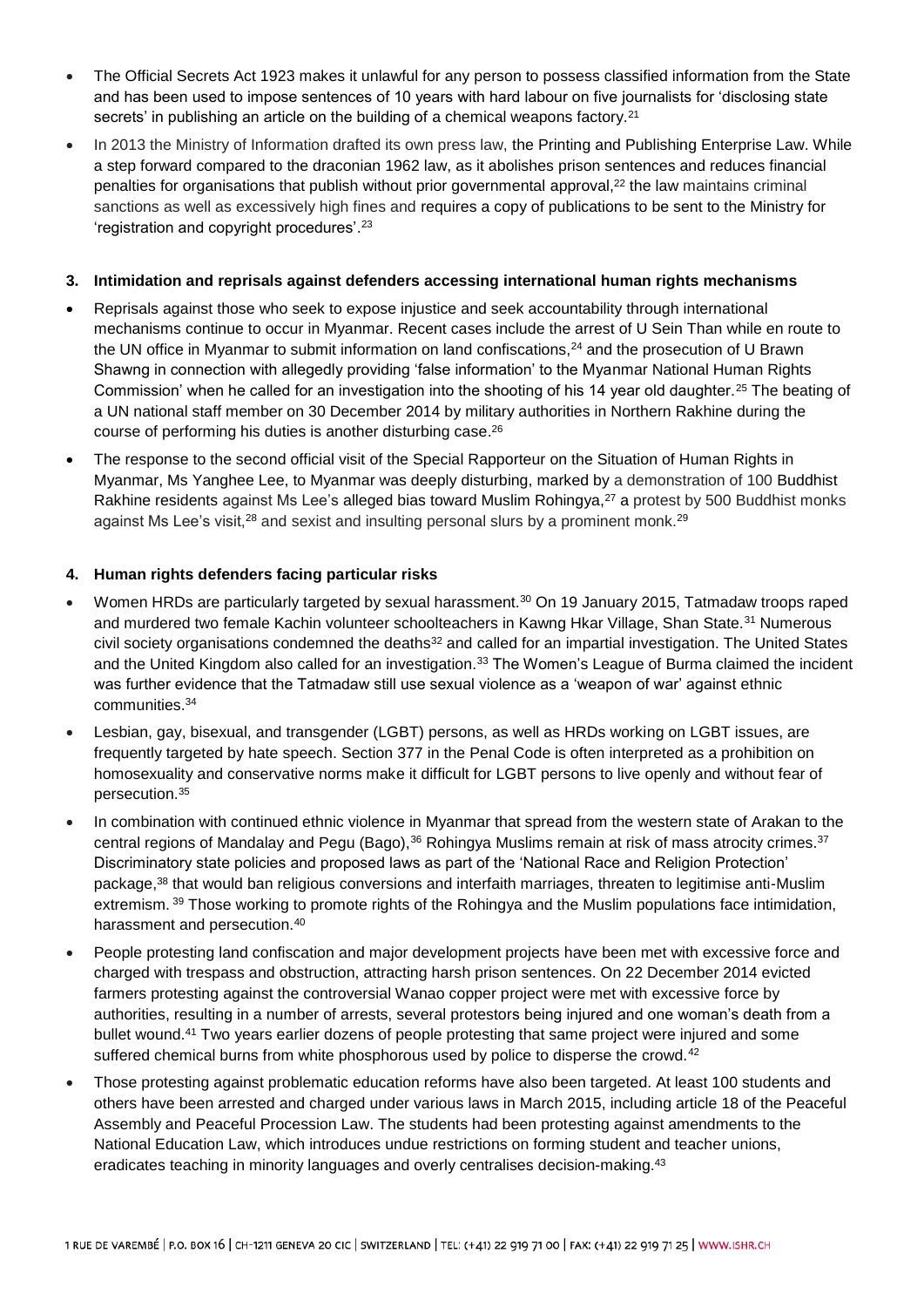- The Official Secrets Act 1923 makes it unlawful for any person to possess classified information from the State and has been used to impose sentences of 10 years with hard labour on five journalists for 'disclosing state secrets' in publishing an article on the building of a chemical weapons factory.[21]
- In 2013 the Ministry of Information drafted its own press law, the Printing and Publishing Enterprise Law. While a step forward compared to the draconian 1962 law, as it abolishes prison sentences and reduces financial penalties for organisations that publish without prior governmental approval,[22] the law maintains criminal sanctions as well as excessively high fines and requires a copy of publications to be sent to the Ministry for 'registration and copyright procedures'.[23]

**3. Intimidation and reprisals against defenders accessing international human rights mechanisms**

- Reprisals against those who seek to expose injustice and seek accountability through international mechanisms continue to occur in Myanmar. Recent cases include the arrest of U Sein Than while en route to the UN office in Myanmar to submit information on land confiscations,[24] and the prosecution of U Brawn Shawng in connection with allegedly providing 'false information' to the Myanmar National Human Rights Commission' when he called for an investigation into the shooting of his 14 year old daughter.[25] The beating of a UN national staff member on 30 December 2014 by military authorities in Northern Rakhine during the course of performing his duties is another disturbing case.[26]
- The response to the second official visit of the Special Rapporteur on the Situation of Human Rights in Myanmar, Ms Yanghee Lee, to Myanmar was deeply disturbing, marked by a demonstration of 100 Buddhist Rakhine residents against Ms Lee's alleged bias toward Muslim Rohingya,[27] a protest by 500 Buddhist monks against Ms Lee's visit,[28] and sexist and insulting personal slurs by a prominent monk.[29]

**4. Human rights defenders facing particular risks**

- Women HRDs are particularly targeted by sexual harassment.[30] On 19 January 2015, Tatmadaw troops raped and murdered two female Kachin volunteer schoolteachers in Kawng Hkar Village, Shan State.[31] Numerous civil society organisations condemned the deaths[32] and called for an impartial investigation. The United States and the United Kingdom also called for an investigation.[33] The Women's League of Burma claimed the incident was further evidence that the Tatmadaw still use sexual violence as a 'weapon of war' against ethnic communities.[34]
- Lesbian, gay, bisexual, and transgender (LGBT) persons, as well as HRDs working on LGBT issues, are frequently targeted by hate speech. Section 377 in the Penal Code is often interpreted as a prohibition on homosexuality and conservative norms make it difficult for LGBT persons to live openly and without fear of persecution.[35]
- In combination with continued ethnic violence in Myanmar that spread from the western state of Arakan to the central regions of Mandalay and Pegu (Bago),[36] Rohingya Muslims remain at risk of mass atrocity crimes.[37] Discriminatory state policies and proposed laws as part of the 'National Race and Religion Protection' package,[38] that would ban religious conversions and interfaith marriages, threaten to legitimise anti-Muslim extremism.[39] Those working to promote rights of the Rohingya and the Muslim populations face intimidation, harassment and persecution.[40]
- People protesting land confiscation and major development projects have been met with excessive force and charged with trespass and obstruction, attracting harsh prison sentences. On 22 December 2014 evicted farmers protesting against the controversial Wanao copper project were met with excessive force by authorities, resulting in a number of arrests, several protestors being injured and one woman's death from a bullet wound.[41] Two years earlier dozens of people protesting that same project were injured and some suffered chemical burns from white phosphorous used by police to disperse the crowd.[42]
- Those protesting against problematic education reforms have also been targeted. At least 100 students and others have been arrested and charged under various laws in March 2015, including article 18 of the Peaceful Assembly and Peaceful Procession Law. The students had been protesting against amendments to the National Education Law, which introduces undue restrictions on forming student and teacher unions, eradicates teaching in minority languages and overly centralises decision-making.[43]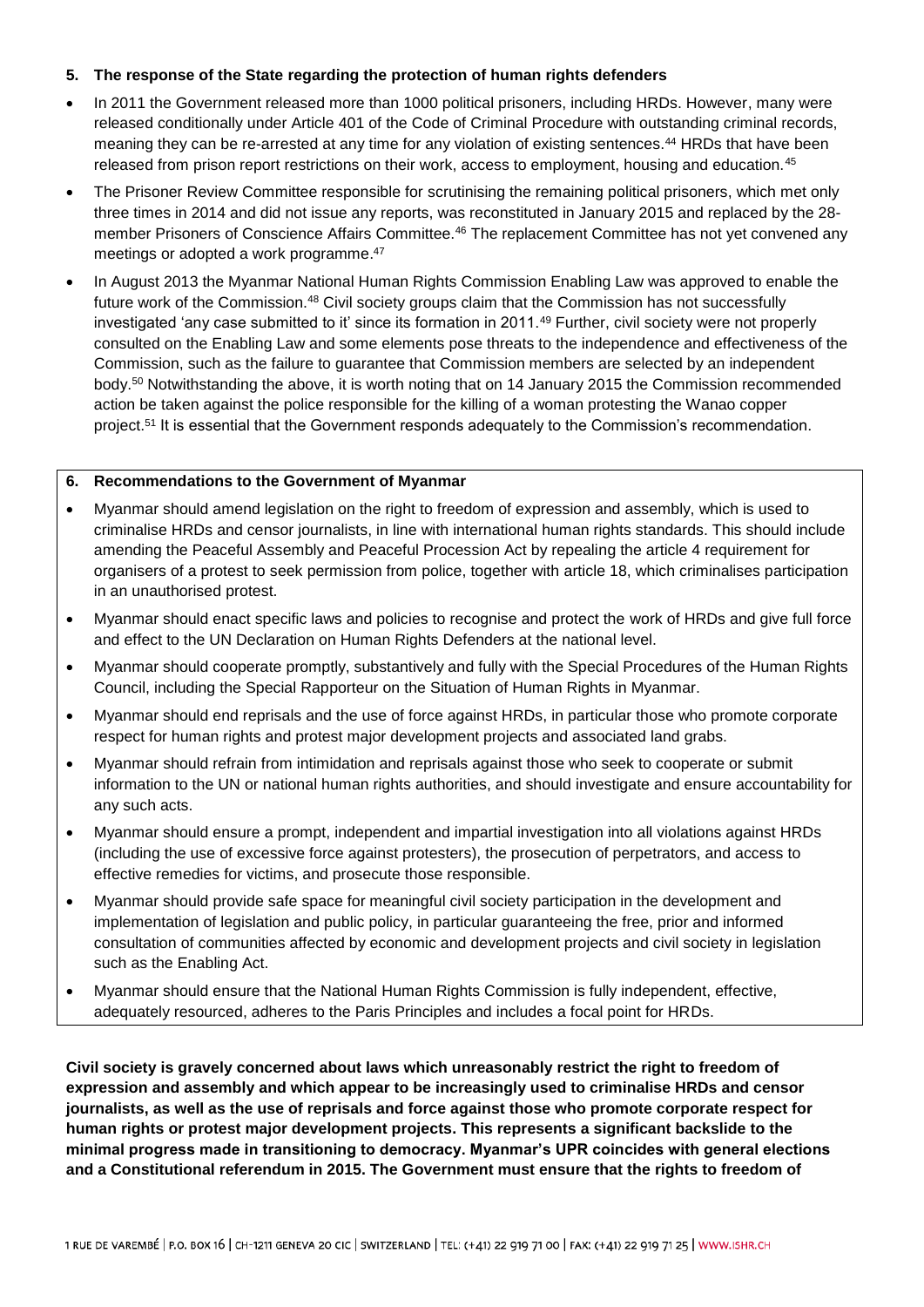## 5. The response of the State regarding the protection of human rights defenders

- In 2011 the Government released more than 1000 political prisoners, including HRDs. However, many were released conditionally under Article 401 of the Code of Criminal Procedure with outstanding criminal records, meaning they can be re-arrested at any time for any violation of existing sentences.[44] HRDs that have been released from prison report restrictions on their work, access to employment, housing and education.[45]
- The Prisoner Review Committee responsible for scrutinising the remaining political prisoners, which met only three times in 2014 and did not issue any reports, was reconstituted in January 2015 and replaced by the 28-member Prisoners of Conscience Affairs Committee.[46] The replacement Committee has not yet convened any meetings or adopted a work programme.[47]
- In August 2013 the Myanmar National Human Rights Commission Enabling Law was approved to enable the future work of the Commission.[48] Civil society groups claim that the Commission has not successfully investigated 'any case submitted to it' since its formation in 2011.[49] Further, civil society were not properly consulted on the Enabling Law and some elements pose threats to the independence and effectiveness of the Commission, such as the failure to guarantee that Commission members are selected by an independent body.[50] Notwithstanding the above, it is worth noting that on 14 January 2015 the Commission recommended action be taken against the police responsible for the killing of a woman protesting the Wanao copper project.[51] It is essential that the Government responds adequately to the Commission's recommendation.

## 6. Recommendations to the Government of Myanmar

- Myanmar should amend legislation on the right to freedom of expression and assembly, which is used to criminalise HRDs and censor journalists, in line with international human rights standards. This should include amending the Peaceful Assembly and Peaceful Procession Act by repealing the article 4 requirement for organisers of a protest to seek permission from police, together with article 18, which criminalises participation in an unauthorised protest.
- Myanmar should enact specific laws and policies to recognise and protect the work of HRDs and give full force and effect to the UN Declaration on Human Rights Defenders at the national level.
- Myanmar should cooperate promptly, substantively and fully with the Special Procedures of the Human Rights Council, including the Special Rapporteur on the Situation of Human Rights in Myanmar.
- Myanmar should end reprisals and the use of force against HRDs, in particular those who promote corporate respect for human rights and protest major development projects and associated land grabs.
- Myanmar should refrain from intimidation and reprisals against those who seek to cooperate or submit information to the UN or national human rights authorities, and should investigate and ensure accountability for any such acts.
- Myanmar should ensure a prompt, independent and impartial investigation into all violations against HRDs (including the use of excessive force against protesters), the prosecution of perpetrators, and access to effective remedies for victims, and prosecute those responsible.
- Myanmar should provide safe space for meaningful civil society participation in the development and implementation of legislation and public policy, in particular guaranteeing the free, prior and informed consultation of communities affected by economic and development projects and civil society in legislation such as the Enabling Act.
- Myanmar should ensure that the National Human Rights Commission is fully independent, effective, adequately resourced, adheres to the Paris Principles and includes a focal point for HRDs.

**Civil society is gravely concerned about laws which unreasonably restrict the right to freedom of expression and assembly and which appear to be increasingly used to criminalise HRDs and censor journalists, as well as the use of reprisals and force against those who promote corporate respect for human rights or protest major development projects. This represents a significant backslide to the minimal progress made in transitioning to democracy. Myanmar's UPR coincides with general elections and a Constitutional referendum in 2015. The Government must ensure that the rights to freedom of**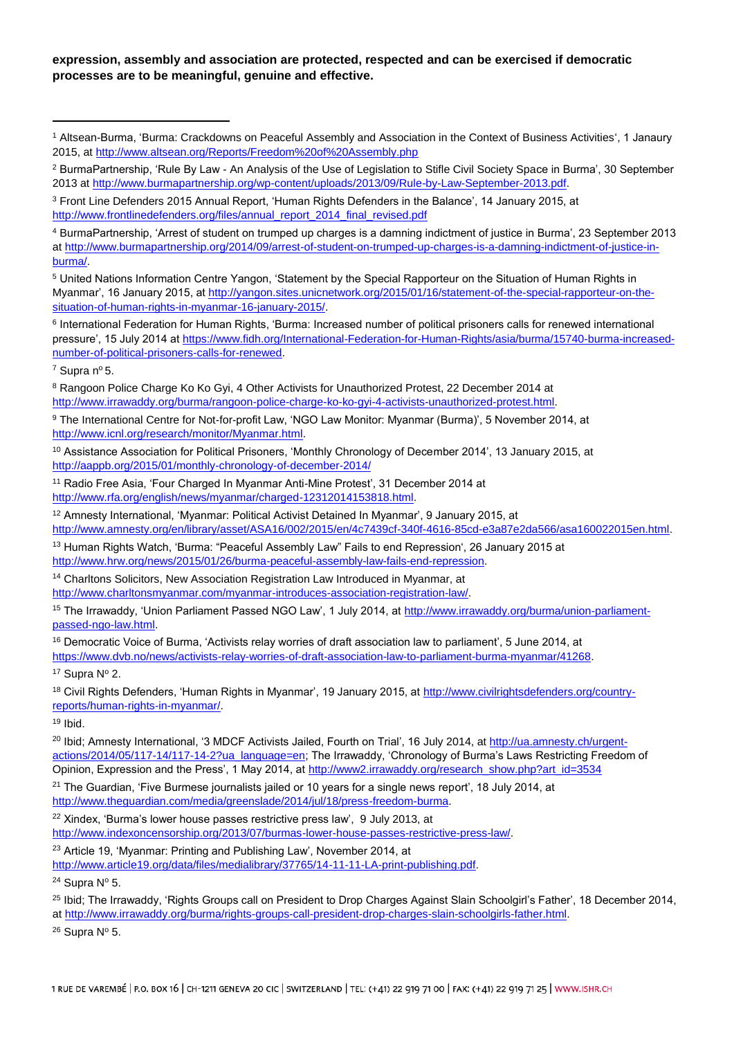**expression, assembly and association are protected, respected and can be exercised if democratic processes are to be meaningful, genuine and effective.**

---

[1] Altsean-Burma, 'Burma: Crackdowns on Peaceful Assembly and Association in the Context of Business Activities', 1 Janaury 2015, at http://www.altsean.org/Reports/Freedom%20of%20Assembly.php

[2] BurmaPartnership, 'Rule By Law - An Analysis of the Use of Legislation to Stifle Civil Society Space in Burma', 30 September 2013 at http://www.burmapartnership.org/wp-content/uploads/2013/09/Rule-by-Law-September-2013.pdf.

[3] Front Line Defenders 2015 Annual Report, 'Human Rights Defenders in the Balance', 14 January 2015, at http://www.frontlinedefenders.org/files/annual_report_2014_final_revised.pdf

[4] BurmaPartnership, 'Arrest of student on trumped up charges is a damning indictment of justice in Burma', 23 September 2013 at http://www.burmapartnership.org/2014/09/arrest-of-student-on-trumped-up-charges-is-a-damning-indictment-of-justice-in-burma/.

[5] United Nations Information Centre Yangon, 'Statement by the Special Rapporteur on the Situation of Human Rights in Myanmar', 16 January 2015, at http://yangon.sites.unicnetwork.org/2015/01/16/statement-of-the-special-rapporteur-on-the-situation-of-human-rights-in-myanmar-16-january-2015/.

[6] International Federation for Human Rights, 'Burma: Increased number of political prisoners calls for renewed international pressure', 15 July 2014 at https://www.fidh.org/International-Federation-for-Human-Rights/asia/burma/15740-burma-increased-number-of-political-prisoners-calls-for-renewed.

[7] Supra nº 5.

[8] Rangoon Police Charge Ko Ko Gyi, 4 Other Activists for Unauthorized Protest, 22 December 2014 at http://www.irrawaddy.org/burma/rangoon-police-charge-ko-ko-gyi-4-activists-unauthorized-protest.html.

[9] The International Centre for Not-for-profit Law, 'NGO Law Monitor: Myanmar (Burma)', 5 November 2014, at http://www.icnl.org/research/monitor/Myanmar.html.

[10] Assistance Association for Political Prisoners, 'Monthly Chronology of December 2014', 13 January 2015, at http://aappb.org/2015/01/monthly-chronology-of-december-2014/

[11] Radio Free Asia, 'Four Charged In Myanmar Anti-Mine Protest', 31 December 2014 at http://www.rfa.org/english/news/myanmar/charged-12312014153818.html.

[12] Amnesty International, 'Myanmar: Political Activist Detained In Myanmar', 9 January 2015, at http://www.amnesty.org/en/library/asset/ASA16/002/2015/en/4c7439cf-340f-4616-85cd-e3a87e2da566/asa160022015en.html.

[13] Human Rights Watch, 'Burma: "Peaceful Assembly Law" Fails to end Repression', 26 January 2015 at http://www.hrw.org/news/2015/01/26/burma-peaceful-assembly-law-fails-end-repression.

[14] Charltons Solicitors, New Association Registration Law Introduced in Myanmar, at http://www.charltonsmyanmar.com/myanmar-introduces-association-registration-law/.

[15] The Irrawaddy, 'Union Parliament Passed NGO Law', 1 July 2014, at http://www.irrawaddy.org/burma/union-parliament-passed-ngo-law.html.

[16] Democratic Voice of Burma, 'Activists relay worries of draft association law to parliament', 5 June 2014, at https://www.dvb.no/news/activists-relay-worries-of-draft-association-law-to-parliament-burma-myanmar/41268.

[17] Supra Nº 2.

[18] Civil Rights Defenders, 'Human Rights in Myanmar', 19 January 2015, at http://www.civilrightsdefenders.org/country-reports/human-rights-in-myanmar/.

[19] Ibid.

[20] Ibid; Amnesty International, '3 MDCF Activists Jailed, Fourth on Trial', 16 July 2014, at http://ua.amnesty.ch/urgent-actions/2014/05/117-14/117-14-2?ua_language=en; The Irrawaddy, 'Chronology of Burma's Laws Restricting Freedom of Opinion, Expression and the Press', 1 May 2014, at http://www2.irrawaddy.org/research_show.php?art_id=3534

[21] The Guardian, 'Five Burmese journalists jailed or 10 years for a single news report', 18 July 2014, at http://www.theguardian.com/media/greenslade/2014/jul/18/press-freedom-burma.

[22] Xindex, 'Burma's lower house passes restrictive press law', 9 July 2013, at http://www.indexoncensorship.org/2013/07/burmas-lower-house-passes-restrictive-press-law/.

[23] Article 19, 'Myanmar: Printing and Publishing Law', November 2014, at http://www.article19.org/data/files/medialibrary/37765/14-11-11-LA-print-publishing.pdf.

[24] Supra Nº 5.

[25] Ibid; The Irrawaddy, 'Rights Groups call on President to Drop Charges Against Slain Schoolgirl's Father', 18 December 2014, at http://www.irrawaddy.org/burma/rights-groups-call-president-drop-charges-slain-schoolgirls-father.html.

[26] Supra Nº 5.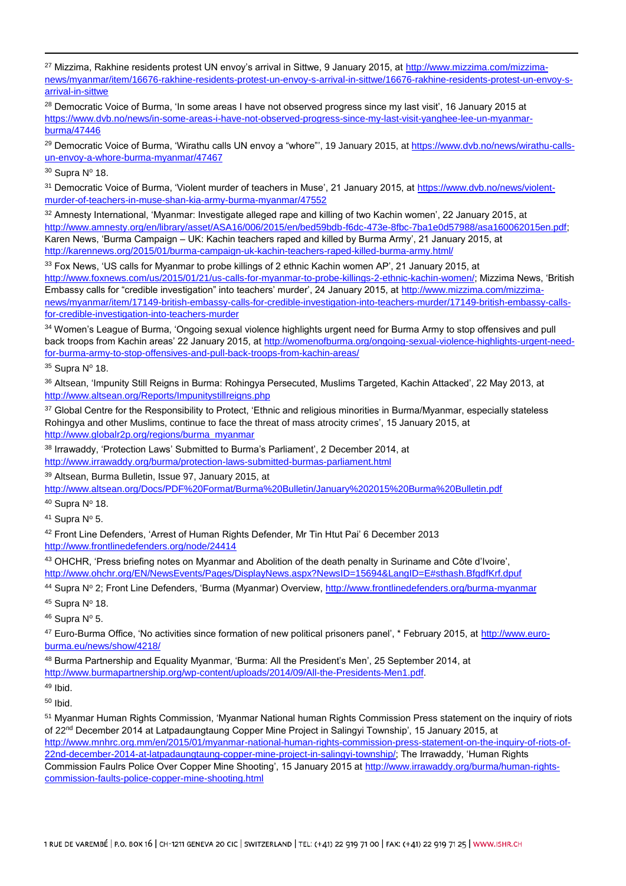[27] Mizzima, Rakhine residents protest UN envoy's arrival in Sittwe, 9 January 2015, at http://www.mizzima.com/mizzima-news/myanmar/item/16676-rakhine-residents-protest-un-envoy-s-arrival-in-sittwe/16676-rakhine-residents-protest-un-envoy-s-arrival-in-sittwe

[28] Democratic Voice of Burma, 'In some areas I have not observed progress since my last visit', 16 January 2015 at https://www.dvb.no/news/in-some-areas-i-have-not-observed-progress-since-my-last-visit-yanghee-lee-un-myanmar-burma/47446

[29] Democratic Voice of Burma, 'Wirathu calls UN envoy a "whore"', 19 January 2015, at https://www.dvb.no/news/wirathu-calls-un-envoy-a-whore-burma-myanmar/47467

[30] Supra Nº 18.

[31] Democratic Voice of Burma, 'Violent murder of teachers in Muse', 21 January 2015, at https://www.dvb.no/news/violent-murder-of-teachers-in-muse-shan-kia-army-burma-myanmar/47552

[32] Amnesty International, 'Myanmar: Investigate alleged rape and killing of two Kachin women', 22 January 2015, at http://www.amnesty.org/en/library/asset/ASA16/006/2015/en/bed59bdb-f6dc-473e-8fbc-7ba1e0d57988/asa160062015en.pdf; Karen News, 'Burma Campaign – UK: Kachin teachers raped and killed by Burma Army', 21 January 2015, at http://karennews.org/2015/01/burma-campaign-uk-kachin-teachers-raped-killed-burma-army.html/

[33] Fox News, 'US calls for Myanmar to probe killings of 2 ethnic Kachin women AP', 21 January 2015, at http://www.foxnews.com/us/2015/01/21/us-calls-for-myanmar-to-probe-killings-2-ethnic-kachin-women/; Mizzima News, 'British Embassy calls for "credible investigation" into teachers' murder', 24 January 2015, at http://www.mizzima.com/mizzima-news/myanmar/item/17149-british-embassy-calls-for-credible-investigation-into-teachers-murder/17149-british-embassy-calls-for-credible-investigation-into-teachers-murder

[34] Women's League of Burma, 'Ongoing sexual violence highlights urgent need for Burma Army to stop offensives and pull back troops from Kachin areas' 22 January 2015, at http://womenofburma.org/ongoing-sexual-violence-highlights-urgent-need-for-burma-army-to-stop-offensives-and-pull-back-troops-from-kachin-areas/

[35] Supra Nº 18.

[36] Altsean, 'Impunity Still Reigns in Burma: Rohingya Persecuted, Muslims Targeted, Kachin Attacked', 22 May 2013, at http://www.altsean.org/Reports/Impunitystillreigns.php

[37] Global Centre for the Responsibility to Protect, 'Ethnic and religious minorities in Burma/Myanmar, especially stateless Rohingya and other Muslims, continue to face the threat of mass atrocity crimes', 15 January 2015, at http://www.globalr2p.org/regions/burma_myanmar

[38] Irrawaddy, 'Protection Laws' Submitted to Burma's Parliament', 2 December 2014, at http://www.irrawaddy.org/burma/protection-laws-submitted-burmas-parliament.html

[39] Altsean, Burma Bulletin, Issue 97, January 2015, at http://www.altsean.org/Docs/PDF%20Format/Burma%20Bulletin/January%202015%20Burma%20Bulletin.pdf

[40] Supra Nº 18.

[41] Supra Nº 5.

[42] Front Line Defenders, 'Arrest of Human Rights Defender, Mr Tin Htut Pai' 6 December 2013 http://www.frontlinedefenders.org/node/24414

[43] OHCHR, 'Press briefing notes on Myanmar and Abolition of the death penalty in Suriname and Côte d'Ivoire', http://www.ohchr.org/EN/NewsEvents/Pages/DisplayNews.aspx?NewsID=15694&LangID=E#sthash.BfgdfKrf.dpuf

[44] Supra Nº 2; Front Line Defenders, 'Burma (Myanmar) Overview, http://www.frontlinedefenders.org/burma-myanmar

[45] Supra Nº 18.

[46] Supra Nº 5.

[47] Euro-Burma Office, 'No activities since formation of new political prisoners panel', * February 2015, at http://www.euro-burma.eu/news/show/4218/

[48] Burma Partnership and Equality Myanmar, 'Burma: All the President's Men', 25 September 2014, at http://www.burmapartnership.org/wp-content/uploads/2014/09/All-the-Presidents-Men1.pdf.

[49] Ibid.

[50] Ibid.

[51] Myanmar Human Rights Commission, 'Myanmar National human Rights Commission Press statement on the inquiry of riots of 22nd December 2014 at Latpadaungtaung Copper Mine Project in Salingyi Township', 15 January 2015, at http://www.mnhrc.org.mm/en/2015/01/myanmar-national-human-rights-commission-press-statement-on-the-inquiry-of-riots-of-22nd-december-2014-at-latpadaungtaung-copper-mine-project-in-salingyi-township/; The Irrawaddy, 'Human Rights Commission Faulrs Police Over Copper Mine Shooting', 15 January 2015 at http://www.irrawaddy.org/burma/human-rights-commission-faults-police-copper-mine-shooting.html